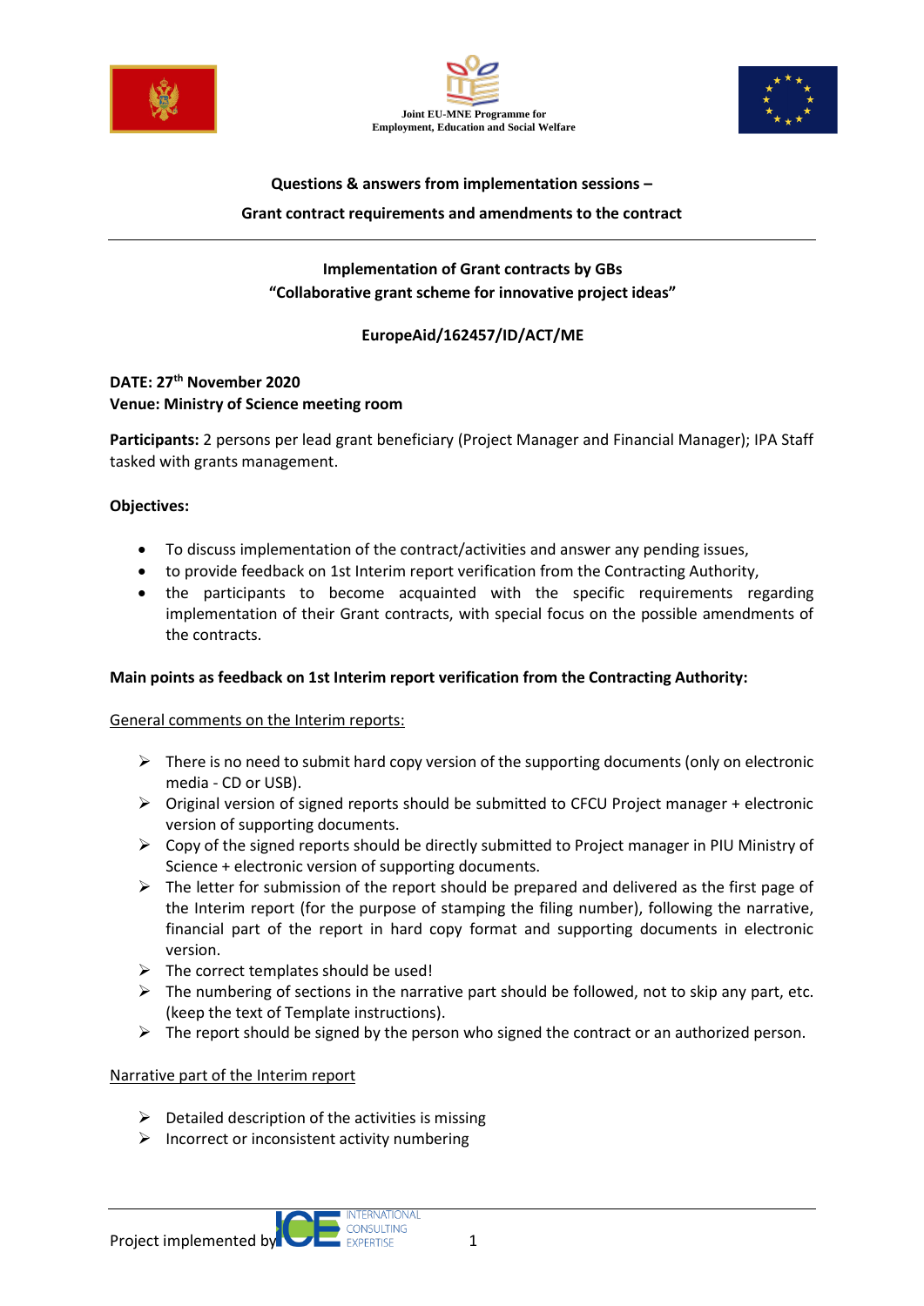Joint EU-MNE Programme for Employment, Education and Social Welfare

**Questions & answers from implementation sessions –**

**Grant contract requirements and amendments to the contract**

---

**Implementation of Grant contracts by GBs**
**"Collaborative grant scheme for innovative project ideas"**

**EuropeAid/162457/ID/ACT/ME**

**DATE: 27th November 2020**
**Venue: Ministry of Science meeting room**

**Participants:** 2 persons per lead grant beneficiary (Project Manager and Financial Manager); IPA Staff tasked with grants management.

**Objectives:**

- To discuss implementation of the contract/activities and answer any pending issues,
- to provide feedback on 1st Interim report verification from the Contracting Authority,
- the participants to become acquainted with the specific requirements regarding implementation of their Grant contracts, with special focus on the possible amendments of the contracts.

**Main points as feedback on 1st Interim report verification from the Contracting Authority:**

General comments on the Interim reports:

- There is no need to submit hard copy version of the supporting documents (only on electronic media - CD or USB).
- Original version of signed reports should be submitted to CFCU Project manager + electronic version of supporting documents.
- Copy of the signed reports should be directly submitted to Project manager in PIU Ministry of Science + electronic version of supporting documents.
- The letter for submission of the report should be prepared and delivered as the first page of the Interim report (for the purpose of stamping the filing number), following the narrative, financial part of the report in hard copy format and supporting documents in electronic version.
- The correct templates should be used!
- The numbering of sections in the narrative part should be followed, not to skip any part, etc. (keep the text of Template instructions).
- The report should be signed by the person who signed the contract or an authorized person.

Narrative part of the Interim report

- Detailed description of the activities is missing
- Incorrect or inconsistent activity numbering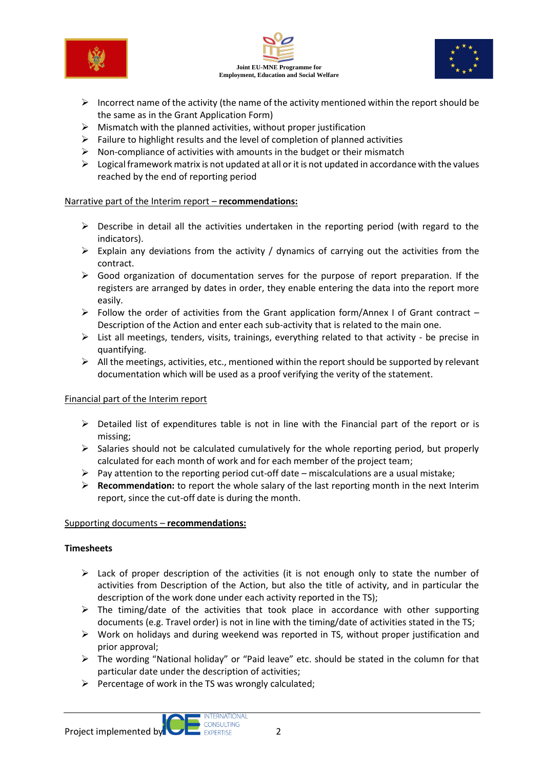- Incorrect name of the activity (the name of the activity mentioned within the report should be the same as in the Grant Application Form)
- Mismatch with the planned activities, without proper justification
- Failure to highlight results and the level of completion of planned activities
- Non-compliance of activities with amounts in the budget or their mismatch
- Logical framework matrix is not updated at all or it is not updated in accordance with the values reached by the end of reporting period

<u>Narrative part of the Interim report – **recommendations:**</u>

- Describe in detail all the activities undertaken in the reporting period (with regard to the indicators).
- Explain any deviations from the activity / dynamics of carrying out the activities from the contract.
- Good organization of documentation serves for the purpose of report preparation. If the registers are arranged by dates in order, they enable entering the data into the report more easily.
- Follow the order of activities from the Grant application form/Annex I of Grant contract – Description of the Action and enter each sub-activity that is related to the main one.
- List all meetings, tenders, visits, trainings, everything related to that activity - be precise in quantifying.
- All the meetings, activities, etc., mentioned within the report should be supported by relevant documentation which will be used as a proof verifying the verity of the statement.

<u>Financial part of the Interim report</u>

- Detailed list of expenditures table is not in line with the Financial part of the report or is missing;
- Salaries should not be calculated cumulatively for the whole reporting period, but properly calculated for each month of work and for each member of the project team;
- Pay attention to the reporting period cut-off date – miscalculations are a usual mistake;
- **Recommendation:** to report the whole salary of the last reporting month in the next Interim report, since the cut-off date is during the month.

<u>Supporting documents – **recommendations:**</u>

**Timesheets**

- Lack of proper description of the activities (it is not enough only to state the number of activities from Description of the Action, but also the title of activity, and in particular the description of the work done under each activity reported in the TS);
- The timing/date of the activities that took place in accordance with other supporting documents (e.g. Travel order) is not in line with the timing/date of activities stated in the TS;
- Work on holidays and during weekend was reported in TS, without proper justification and prior approval;
- The wording "National holiday" or "Paid leave" etc. should be stated in the column for that particular date under the description of activities;
- Percentage of work in the TS was wrongly calculated;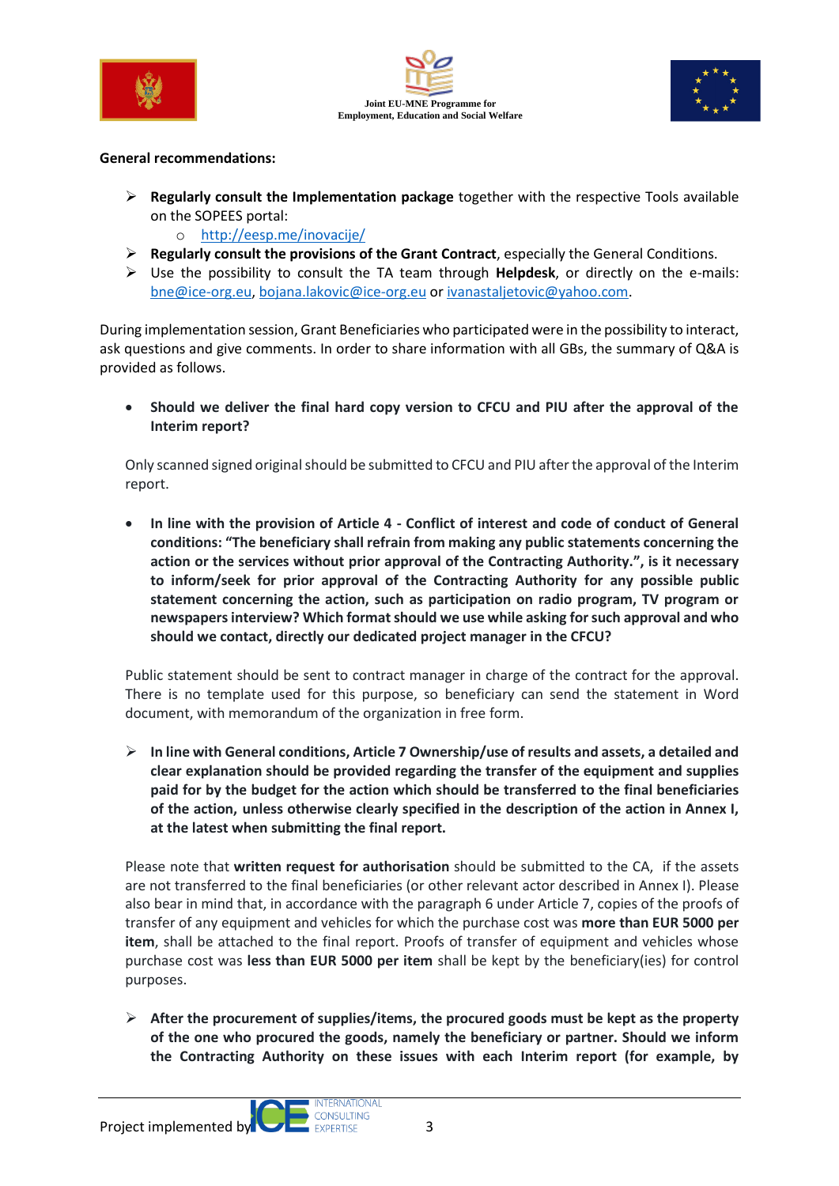**General recommendations:**

- **Regularly consult the Implementation package** together with the respective Tools available on the SOPEES portal:
  - http://eesp.me/inovacije/
- **Regularly consult the provisions of the Grant Contract**, especially the General Conditions.
- Use the possibility to consult the TA team through **Helpdesk**, or directly on the e-mails: bne@ice-org.eu, bojana.lakovic@ice-org.eu or ivanastaljetovic@yahoo.com.

During implementation session, Grant Beneficiaries who participated were in the possibility to interact, ask questions and give comments. In order to share information with all GBs, the summary of Q&A is provided as follows.

- **Should we deliver the final hard copy version to CFCU and PIU after the approval of the Interim report?**

Only scanned signed original should be submitted to CFCU and PIU after the approval of the Interim report.

- **In line with the provision of Article 4 - Conflict of interest and code of conduct of General conditions: "The beneficiary shall refrain from making any public statements concerning the action or the services without prior approval of the Contracting Authority.", is it necessary to inform/seek for prior approval of the Contracting Authority for any possible public statement concerning the action, such as participation on radio program, TV program or newspapers interview? Which format should we use while asking for such approval and who should we contact, directly our dedicated project manager in the CFCU?**

Public statement should be sent to contract manager in charge of the contract for the approval. There is no template used for this purpose, so beneficiary can send the statement in Word document, with memorandum of the organization in free form.

- **In line with General conditions, Article 7 Ownership/use of results and assets, a detailed and clear explanation should be provided regarding the transfer of the equipment and supplies paid for by the budget for the action which should be transferred to the final beneficiaries of the action, unless otherwise clearly specified in the description of the action in Annex I, at the latest when submitting the final report.**

Please note that **written request for authorisation** should be submitted to the CA, if the assets are not transferred to the final beneficiaries (or other relevant actor described in Annex I). Please also bear in mind that, in accordance with the paragraph 6 under Article 7, copies of the proofs of transfer of any equipment and vehicles for which the purchase cost was **more than EUR 5000 per item**, shall be attached to the final report. Proofs of transfer of equipment and vehicles whose purchase cost was **less than EUR 5000 per item** shall be kept by the beneficiary(ies) for control purposes.

- **After the procurement of supplies/items, the procured goods must be kept as the property of the one who procured the goods, namely the beneficiary or partner. Should we inform the Contracting Authority on these issues with each Interim report (for example, by**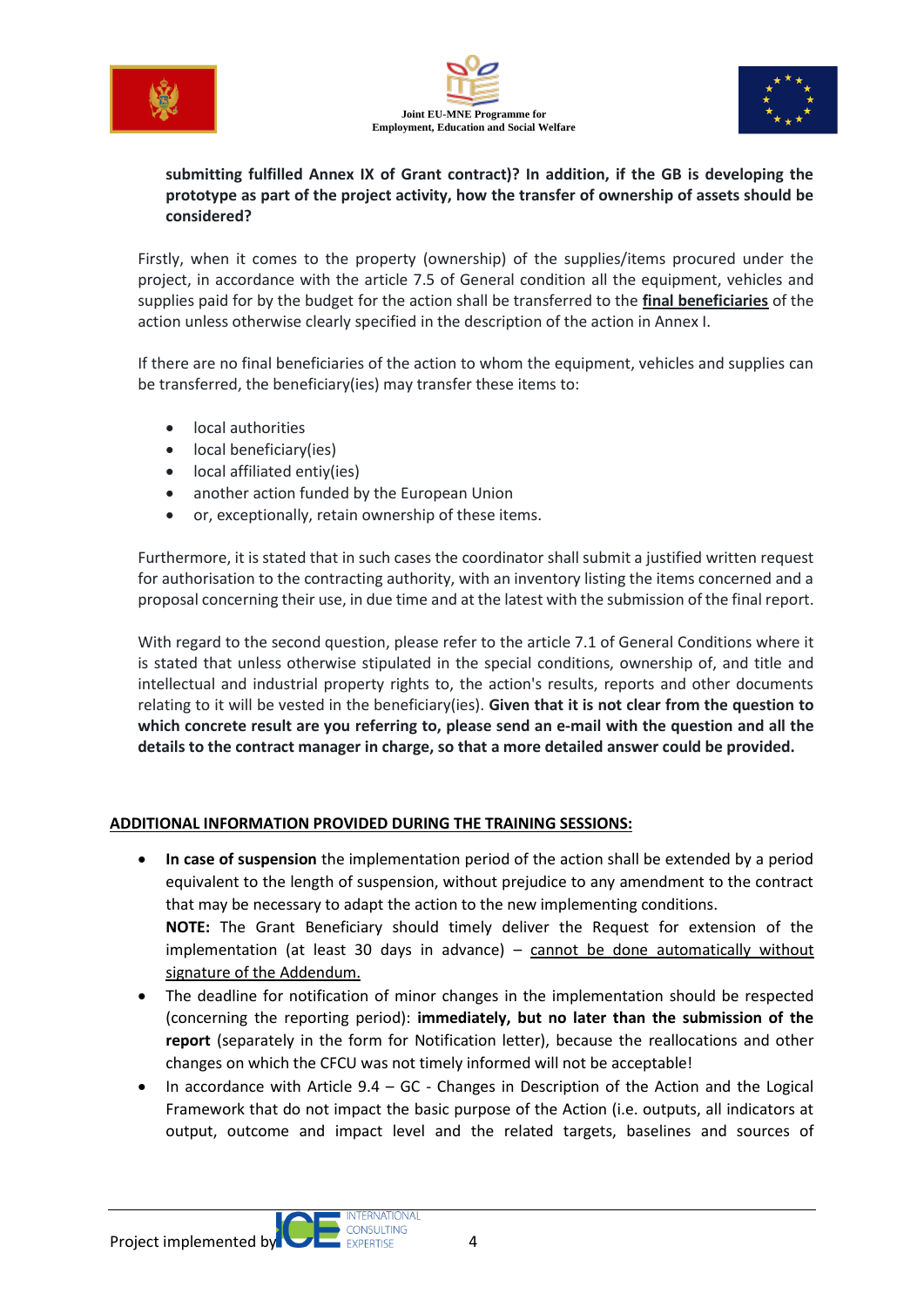**submitting fulfilled Annex IX of Grant contract)? In addition, if the GB is developing the prototype as part of the project activity, how the transfer of ownership of assets should be considered?**

Firstly, when it comes to the property (ownership) of the supplies/items procured under the project, in accordance with the article 7.5 of General condition all the equipment, vehicles and supplies paid for by the budget for the action shall be transferred to the **final beneficiaries** of the action unless otherwise clearly specified in the description of the action in Annex I.

If there are no final beneficiaries of the action to whom the equipment, vehicles and supplies can be transferred, the beneficiary(ies) may transfer these items to:

- local authorities
- local beneficiary(ies)
- local affiliated entiy(ies)
- another action funded by the European Union
- or, exceptionally, retain ownership of these items.

Furthermore, it is stated that in such cases the coordinator shall submit a justified written request for authorisation to the contracting authority, with an inventory listing the items concerned and a proposal concerning their use, in due time and at the latest with the submission of the final report.

With regard to the second question, please refer to the article 7.1 of General Conditions where it is stated that unless otherwise stipulated in the special conditions, ownership of, and title and intellectual and industrial property rights to, the action's results, reports and other documents relating to it will be vested in the beneficiary(ies). **Given that it is not clear from the question to which concrete result are you referring to, please send an e-mail with the question and all the details to the contract manager in charge, so that a more detailed answer could be provided.**

**ADDITIONAL INFORMATION PROVIDED DURING THE TRAINING SESSIONS:**

- **In case of suspension** the implementation period of the action shall be extended by a period equivalent to the length of suspension, without prejudice to any amendment to the contract that may be necessary to adapt the action to the new implementing conditions.
  **NOTE:** The Grant Beneficiary should timely deliver the Request for extension of the implementation (at least 30 days in advance) – cannot be done automatically without signature of the Addendum.
- The deadline for notification of minor changes in the implementation should be respected (concerning the reporting period): **immediately, but no later than the submission of the report** (separately in the form for Notification letter), because the reallocations and other changes on which the CFCU was not timely informed will not be acceptable!
- In accordance with Article 9.4 – GC - Changes in Description of the Action and the Logical Framework that do not impact the basic purpose of the Action (i.e. outputs, all indicators at output, outcome and impact level and the related targets, baselines and sources of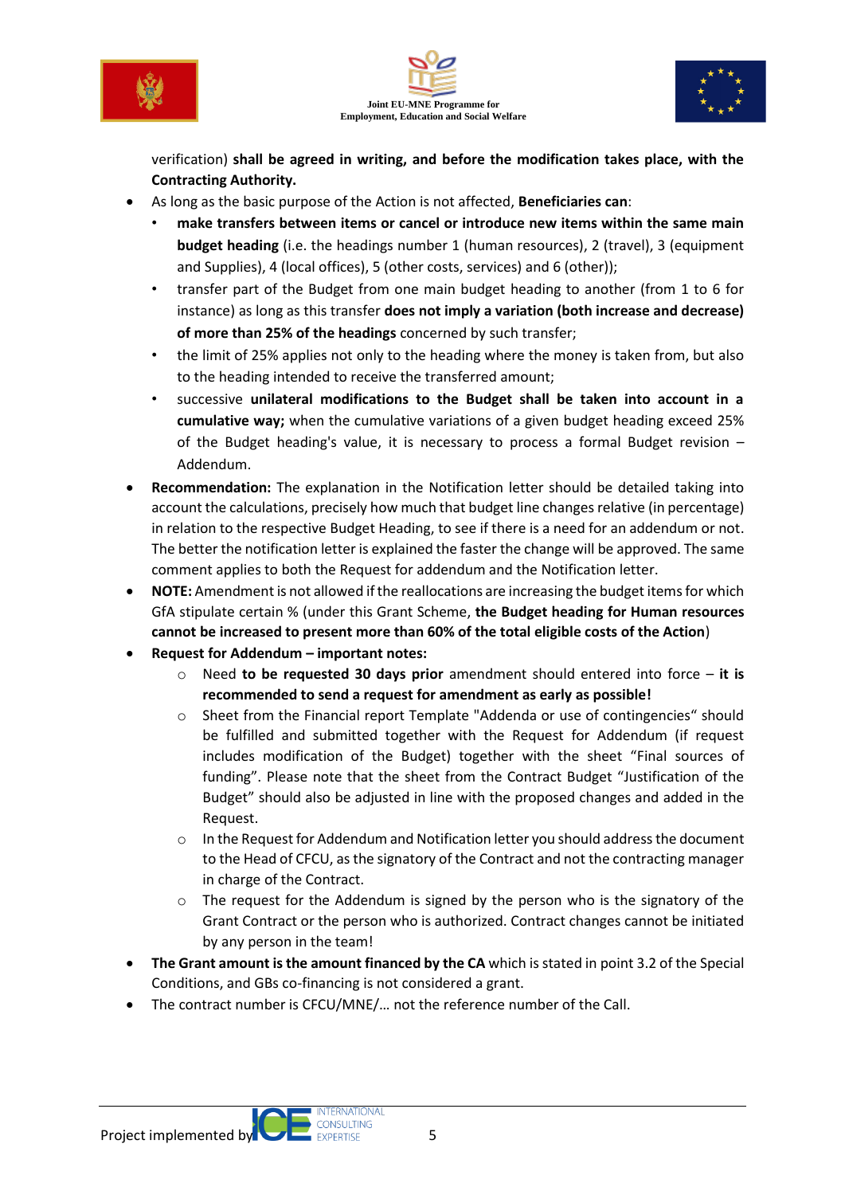verification) **shall be agreed in writing, and before the modification takes place, with the Contracting Authority.**

- As long as the basic purpose of the Action is not affected, **Beneficiaries can**:
  - **make transfers between items or cancel or introduce new items within the same main budget heading** (i.e. the headings number 1 (human resources), 2 (travel), 3 (equipment and Supplies), 4 (local offices), 5 (other costs, services) and 6 (other));
  - transfer part of the Budget from one main budget heading to another (from 1 to 6 for instance) as long as this transfer **does not imply a variation (both increase and decrease) of more than 25% of the headings** concerned by such transfer;
  - the limit of 25% applies not only to the heading where the money is taken from, but also to the heading intended to receive the transferred amount;
  - successive **unilateral modifications to the Budget shall be taken into account in a cumulative way;** when the cumulative variations of a given budget heading exceed 25% of the Budget heading's value, it is necessary to process a formal Budget revision – Addendum.
- **Recommendation:** The explanation in the Notification letter should be detailed taking into account the calculations, precisely how much that budget line changes relative (in percentage) in relation to the respective Budget Heading, to see if there is a need for an addendum or not. The better the notification letter is explained the faster the change will be approved. The same comment applies to both the Request for addendum and the Notification letter.
- **NOTE:** Amendment is not allowed if the reallocations are increasing the budget items for which GfA stipulate certain % (under this Grant Scheme, **the Budget heading for Human resources cannot be increased to present more than 60% of the total eligible costs of the Action**)
- **Request for Addendum – important notes:**
  - Need **to be requested 30 days prior** amendment should entered into force – **it is recommended to send a request for amendment as early as possible!**
  - Sheet from the Financial report Template "Addenda or use of contingencies" should be fulfilled and submitted together with the Request for Addendum (if request includes modification of the Budget) together with the sheet "Final sources of funding". Please note that the sheet from the Contract Budget "Justification of the Budget" should also be adjusted in line with the proposed changes and added in the Request.
  - In the Request for Addendum and Notification letter you should address the document to the Head of CFCU, as the signatory of the Contract and not the contracting manager in charge of the Contract.
  - The request for the Addendum is signed by the person who is the signatory of the Grant Contract or the person who is authorized. Contract changes cannot be initiated by any person in the team!
- **The Grant amount is the amount financed by the CA** which is stated in point 3.2 of the Special Conditions, and GBs co-financing is not considered a grant.
- The contract number is CFCU/MNE/… not the reference number of the Call.